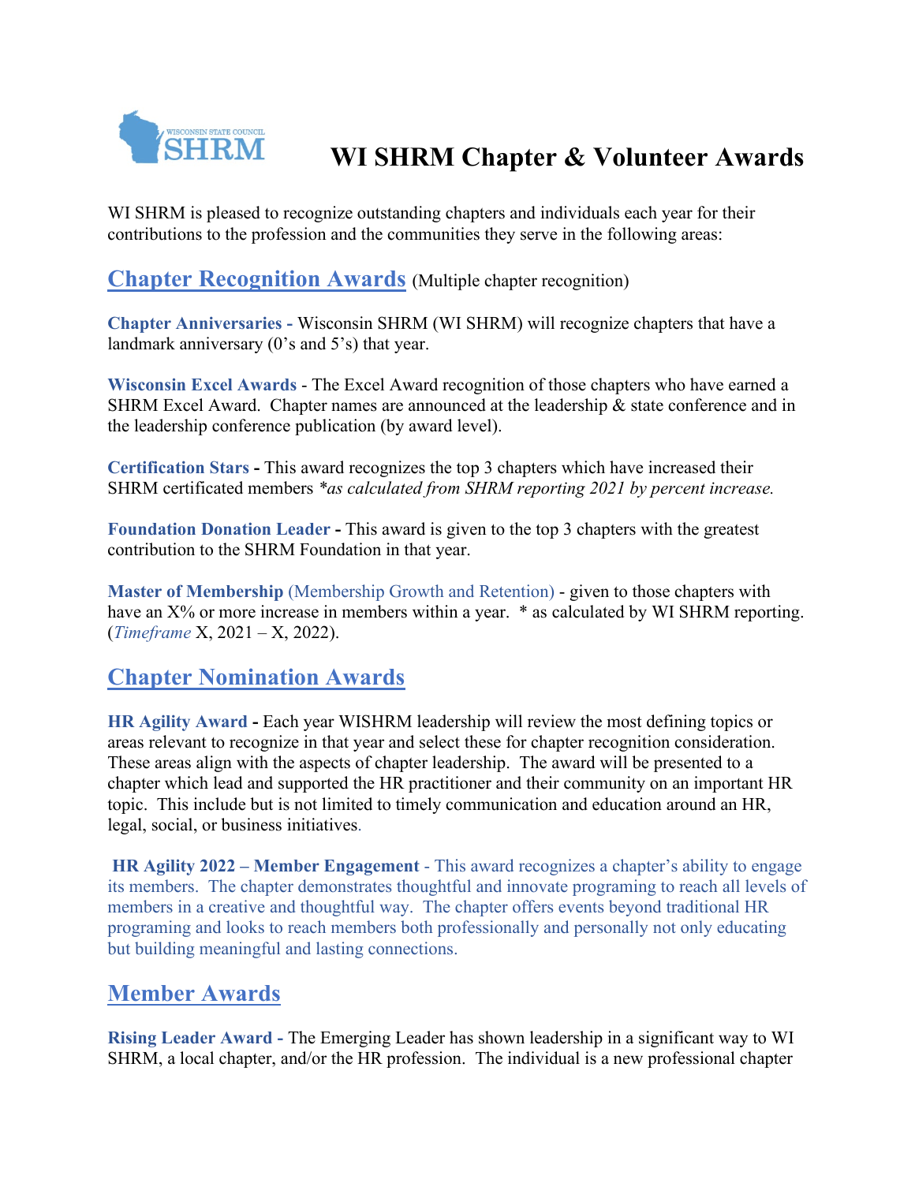# WI SHRM Chapter & Volunteer Awards

WI SHRM is pleased to recognize outstanding chapters and individuals each year for their contributions to the profession and the communities they serve in the following areas:

## Chapter Recognition Awards (Multiple chapter recognition)

**Chapter Anniversaries -** Wisconsin SHRM (WI SHRM) will recognize chapters that have a landmark anniversary (0's and 5's) that year.

**Wisconsin Excel Awards** - The Excel Award recognition of those chapters who have earned a SHRM Excel Award. Chapter names are announced at the leadership & state conference and in the leadership conference publication (by award level).

**Certification Stars -** This award recognizes the top 3 chapters which have increased their SHRM certificated members *\*as calculated from SHRM reporting 2021 by percent increase.*

**Foundation Donation Leader -** This award is given to the top 3 chapters with the greatest contribution to the SHRM Foundation in that year.

**Master of Membership** (Membership Growth and Retention) - given to those chapters with have an X% or more increase in members within a year. * as calculated by WI SHRM reporting. (*Timeframe* X, 2021 – X, 2022).

## Chapter Nomination Awards

**HR Agility Award -** Each year WISHRM leadership will review the most defining topics or areas relevant to recognize in that year and select these for chapter recognition consideration. These areas align with the aspects of chapter leadership. The award will be presented to a chapter which lead and supported the HR practitioner and their community on an important HR topic. This include but is not limited to timely communication and education around an HR, legal, social, or business initiatives.

**HR Agility 2022 – Member Engagement** - This award recognizes a chapter's ability to engage its members. The chapter demonstrates thoughtful and innovate programing to reach all levels of members in a creative and thoughtful way. The chapter offers events beyond traditional HR programing and looks to reach members both professionally and personally not only educating but building meaningful and lasting connections.

## Member Awards

**Rising Leader Award -** The Emerging Leader has shown leadership in a significant way to WI SHRM, a local chapter, and/or the HR profession. The individual is a new professional chapter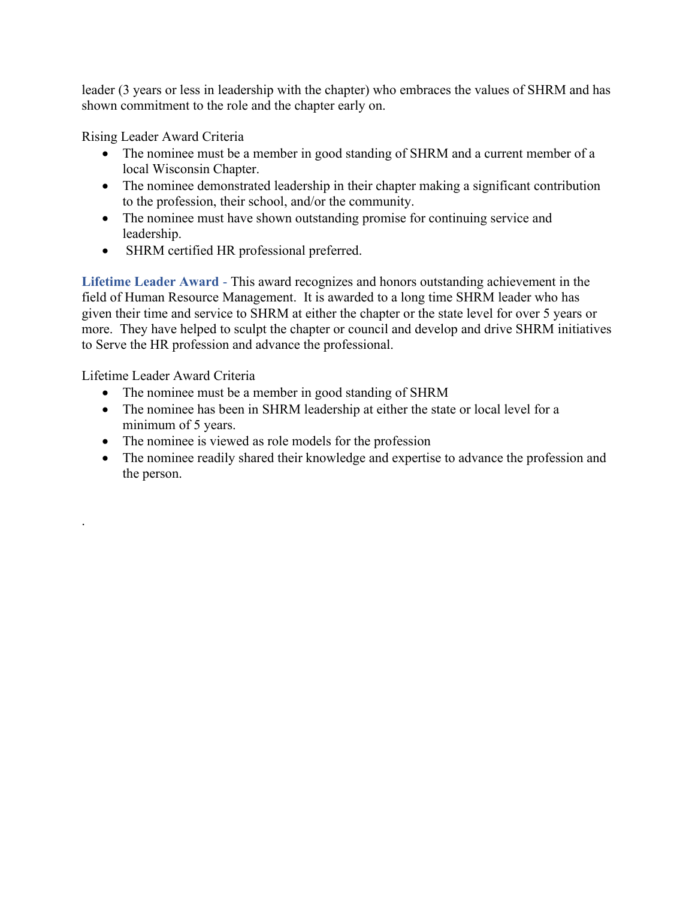leader (3 years or less in leadership with the chapter) who embraces the values of SHRM and has shown commitment to the role and the chapter early on.

Rising Leader Award Criteria

- The nominee must be a member in good standing of SHRM and a current member of a local Wisconsin Chapter.
- The nominee demonstrated leadership in their chapter making a significant contribution to the profession, their school, and/or the community.
- The nominee must have shown outstanding promise for continuing service and leadership.
- SHRM certified HR professional preferred.

**Lifetime Leader Award** - This award recognizes and honors outstanding achievement in the field of Human Resource Management. It is awarded to a long time SHRM leader who has given their time and service to SHRM at either the chapter or the state level for over 5 years or more. They have helped to sculpt the chapter or council and develop and drive SHRM initiatives to Serve the HR profession and advance the professional.

Lifetime Leader Award Criteria

- The nominee must be a member in good standing of SHRM
- The nominee has been in SHRM leadership at either the state or local level for a minimum of 5 years.
- The nominee is viewed as role models for the profession
- The nominee readily shared their knowledge and expertise to advance the profession and the person.

.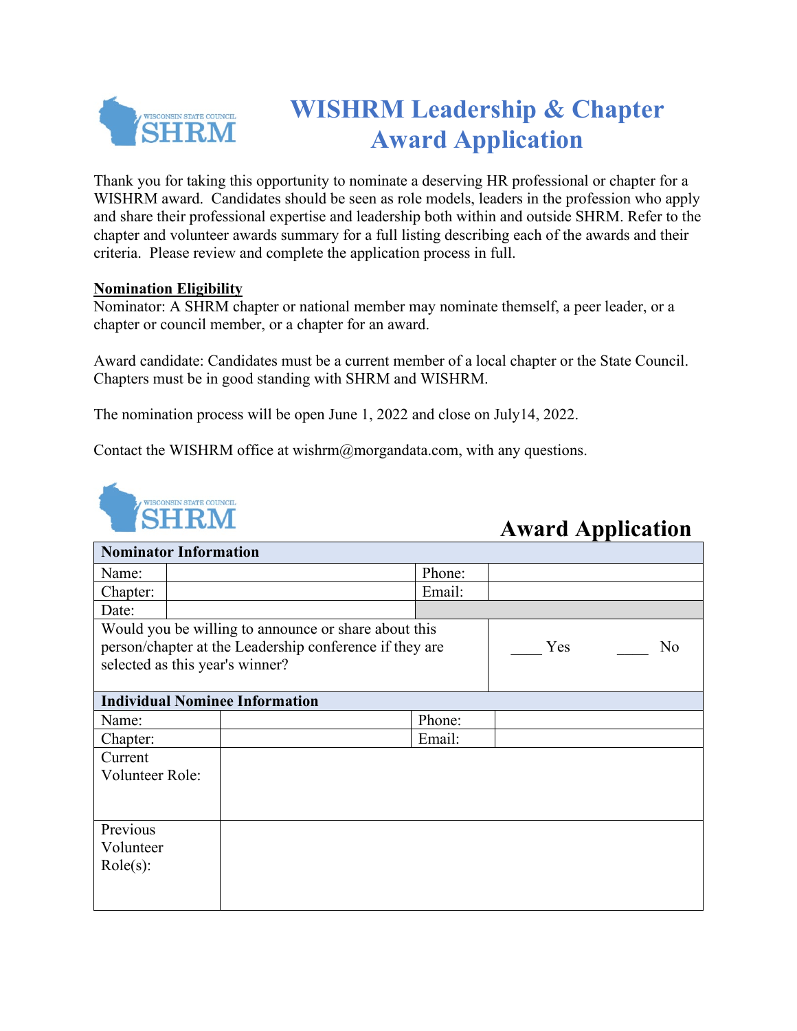# WISHRM Leadership & Chapter Award Application

Thank you for taking this opportunity to nominate a deserving HR professional or chapter for a WISHRM award. Candidates should be seen as role models, leaders in the profession who apply and share their professional expertise and leadership both within and outside SHRM. Refer to the chapter and volunteer awards summary for a full listing describing each of the awards and their criteria. Please review and complete the application process in full.

**Nomination Eligibility**

Nominator: A SHRM chapter or national member may nominate themself, a peer leader, or a chapter or council member, or a chapter for an award.

Award candidate: Candidates must be a current member of a local chapter or the State Council. Chapters must be in good standing with SHRM and WISHRM.

The nomination process will be open June 1, 2022 and close on July14, 2022.

Contact the WISHRM office at wishrm@morgandata.com, with any questions.

## Award Application

| **Nominator Information** | | | |
|---|---|---|---|
| Name: | | Phone: | |
| Chapter: | | Email: | |
| Date: | | | |
| Would you be willing to announce or share about this person/chapter at the Leadership conference if they are selected as this year's winner? | | ____ Yes ____ No | |

| **Individual Nominee Information** | | | |
|---|---|---|---|
| Name: | | Phone: | |
| Chapter: | | Email: | |
| Current Volunteer Role: | | | |
| Previous Volunteer Role(s): | | | |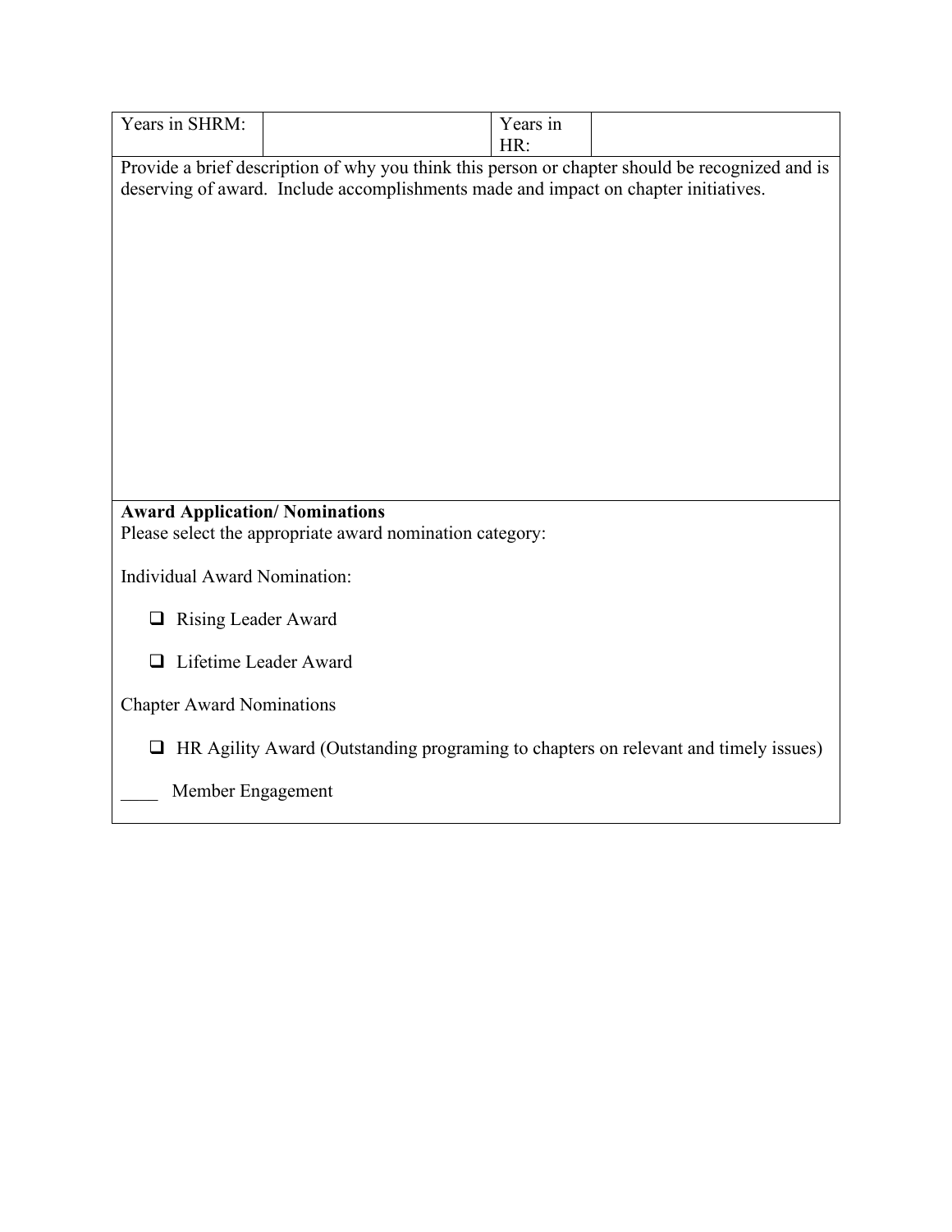| | | | |
|---|---|---|---|
| Years in SHRM: | | Years in HR: | |

Provide a brief description of why you think this person or chapter should be recognized and is deserving of award. Include accomplishments made and impact on chapter initiatives.

**Award Application/ Nominations**

Please select the appropriate award nomination category:

Individual Award Nomination:

- ☐ Rising Leader Award
- ☐ Lifetime Leader Award

Chapter Award Nominations

- ☐ HR Agility Award (Outstanding programing to chapters on relevant and timely issues)

____ Member Engagement